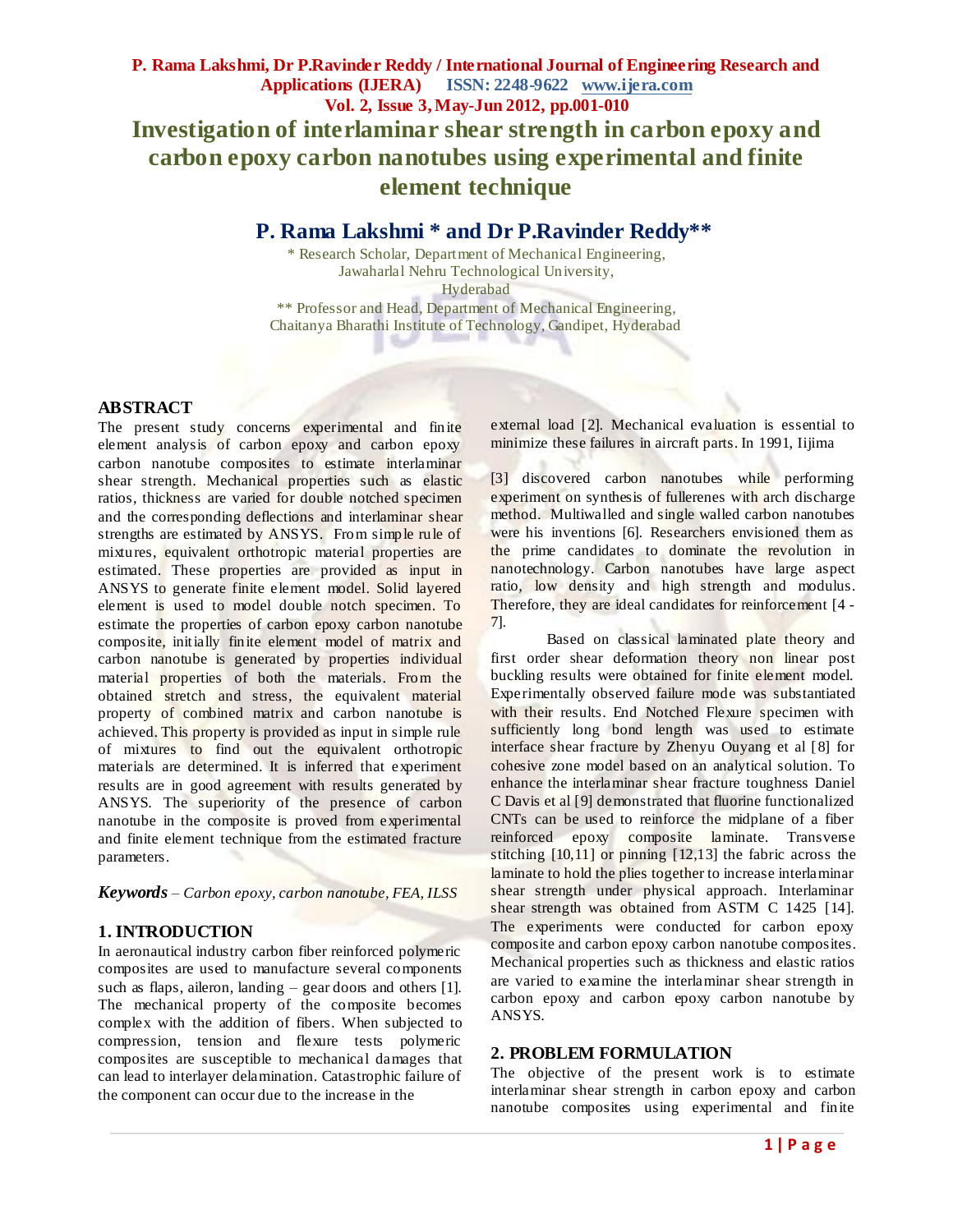# Investigation of interlaminar shear strength in carbon epoxy and carbon epoxy carbon nanotubes using experimental and finite element technique

## P. Rama Lakshmi * and Dr P.Ravinder Reddy**

\* Research Scholar, Department of Mechanical Engineering, Jawaharlal Nehru Technological University, Hyderabad

** Professor and Head, Department of Mechanical Engineering, Chaitanya Bharathi Institute of Technology, Gandipet, Hyderabad

### ABSTRACT

The present study concerns experimental and finite element analysis of carbon epoxy and carbon epoxy carbon nanotube composites to estimate interlaminar shear strength. Mechanical properties such as elastic ratios, thickness are varied for double notched specimen and the corresponding deflections and interlaminar shear strengths are estimated by ANSYS. From simple rule of mixtures, equivalent orthotropic material properties are estimated. These properties are provided as input in ANSYS to generate finite element model. Solid layered element is used to model double notch specimen. To estimate the properties of carbon epoxy carbon nanotube composite, initially finite element model of matrix and carbon nanotube is generated by properties individual material properties of both the materials. From the obtained stretch and stress, the equivalent material property of combined matrix and carbon nanotube is achieved. This property is provided as input in simple rule of mixtures to find out the equivalent orthotropic materials are determined. It is inferred that experiment results are in good agreement with results generated by ANSYS. The superiority of the presence of carbon nanotube in the composite is proved from experimental and finite element technique from the estimated fracture parameters.

***Keywords*** – *Carbon epoxy, carbon nanotube, FEA, ILSS*

### 1. INTRODUCTION

In aeronautical industry carbon fiber reinforced polymeric composites are used to manufacture several components such as flaps, aileron, landing – gear doors and others [1]. The mechanical property of the composite becomes complex with the addition of fibers. When subjected to compression, tension and flexure tests polymeric composites are susceptible to mechanical damages that can lead to interlayer delamination. Catastrophic failure of the component can occur due to the increase in the external load [2]. Mechanical evaluation is essential to minimize these failures in aircraft parts. In 1991, Iijima [3] discovered carbon nanotubes while performing experiment on synthesis of fullerenes with arch discharge method. Multiwalled and single walled carbon nanotubes were his inventions [6]. Researchers envisioned them as the prime candidates to dominate the revolution in nanotechnology. Carbon nanotubes have large aspect ratio, low density and high strength and modulus. Therefore, they are ideal candidates for reinforcement [4 - 7].

Based on classical laminated plate theory and first order shear deformation theory non linear post buckling results were obtained for finite element model. Experimentally observed failure mode was substantiated with their results. End Notched Flexure specimen with sufficiently long bond length was used to estimate interface shear fracture by Zhenyu Ouyang et al [8] for cohesive zone model based on an analytical solution. To enhance the interlaminar shear fracture toughness Daniel C Davis et al [9] demonstrated that fluorine functionalized CNTs can be used to reinforce the midplane of a fiber reinforced epoxy composite laminate. Transverse stitching [10,11] or pinning [12,13] the fabric across the laminate to hold the plies together to increase interlaminar shear strength under physical approach. Interlaminar shear strength was obtained from ASTM C 1425 [14]. The experiments were conducted for carbon epoxy composite and carbon epoxy carbon nanotube composites. Mechanical properties such as thickness and elastic ratios are varied to examine the interlaminar shear strength in carbon epoxy and carbon epoxy carbon nanotube by ANSYS.

### 2. PROBLEM FORMULATION

The objective of the present work is to estimate interlaminar shear strength in carbon epoxy and carbon nanotube composites using experimental and finite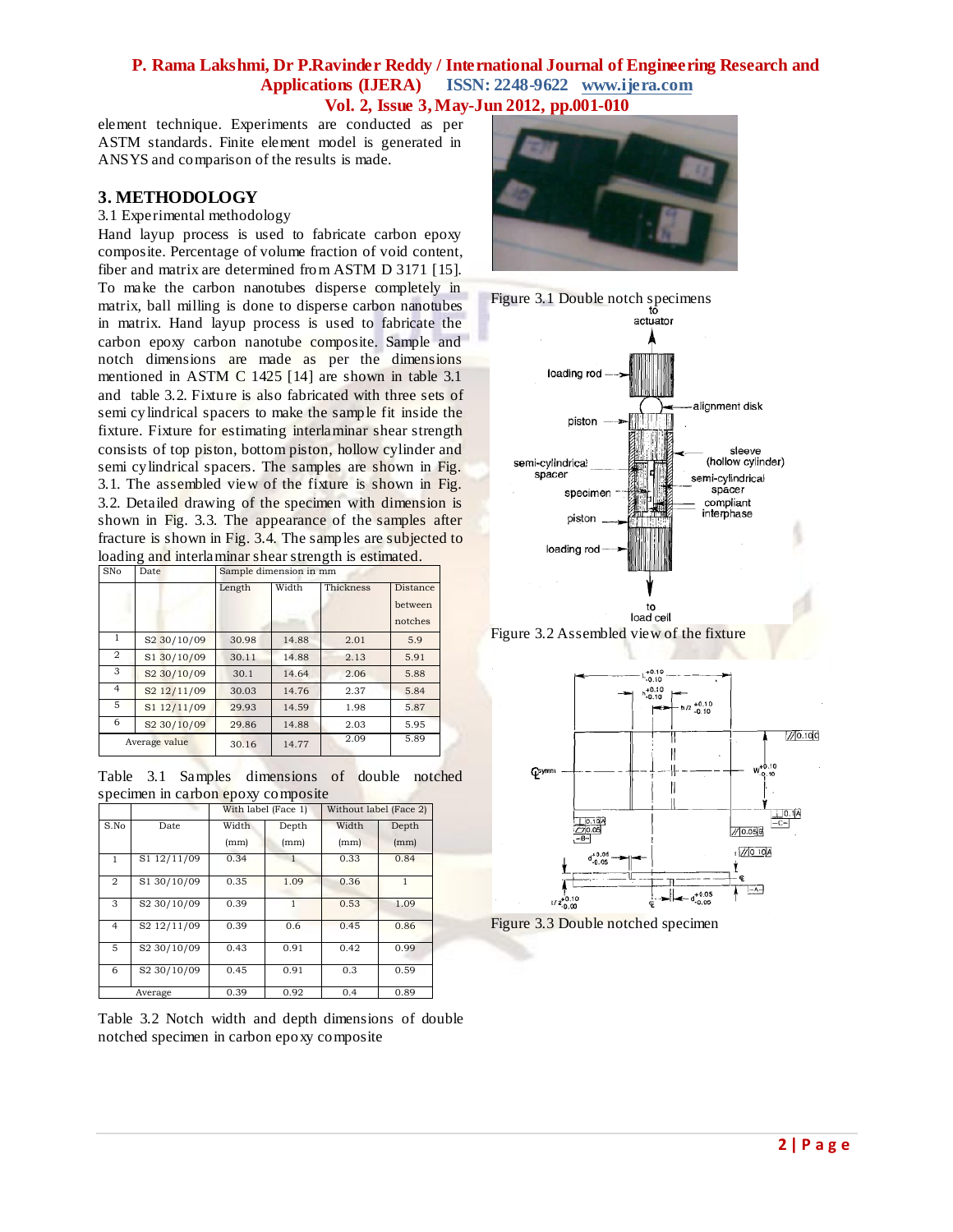element technique. Experiments are conducted as per ASTM standards. Finite element model is generated in ANSYS and comparison of the results is made.

## 3. METHODOLOGY

3.1 Experimental methodology

Hand layup process is used to fabricate carbon epoxy composite. Percentage of volume fraction of void content, fiber and matrix are determined from ASTM D 3171 [15]. To make the carbon nanotubes disperse completely in matrix, ball milling is done to disperse carbon nanotubes in matrix. Hand layup process is used to fabricate the carbon epoxy carbon nanotube composite. Sample and notch dimensions are made as per the dimensions mentioned in ASTM C 1425 [14] are shown in table 3.1 and table 3.2. Fixture is also fabricated with three sets of semi cylindrical spacers to make the sample fit inside the fixture. Fixture for estimating interlaminar shear strength consists of top piston, bottom piston, hollow cylinder and semi cylindrical spacers. The samples are shown in Fig. 3.1. The assembled view of the fixture is shown in Fig. 3.2. Detailed drawing of the specimen with dimension is shown in Fig. 3.3. The appearance of the samples after fracture is shown in Fig. 3.4. The samples are subjected to loading and interlaminar shear strength is estimated.

| SNo | Date | Sample dimension in mm | | | |
|---|---|---|---|---|---|
| | | Length | Width | Thickness | Distance between notches |
| 1 | S2 30/10/09 | 30.98 | 14.88 | 2.01 | 5.9 |
| 2 | S1 30/10/09 | 30.11 | 14.88 | 2.13 | 5.91 |
| 3 | S2 30/10/09 | 30.1 | 14.64 | 2.06 | 5.88 |
| 4 | S2 12/11/09 | 30.03 | 14.76 | 2.37 | 5.84 |
| 5 | S1 12/11/09 | 29.93 | 14.59 | 1.98 | 5.87 |
| 6 | S2 30/10/09 | 29.86 | 14.88 | 2.03 | 5.95 |
| Average value | | 30.16 | 14.77 | 2.09 | 5.89 |

Table 3.1 Samples dimensions of double notched specimen in carbon epoxy composite

| | | With label (Face 1) | | Without label (Face 2) | |
|---|---|---|---|---|---|
| S.No | Date | Width (mm) | Depth (mm) | Width (mm) | Depth (mm) |
| 1 | S1 12/11/09 | 0.34 | 1 | 0.33 | 0.84 |
| 2 | S1 30/10/09 | 0.35 | 1.09 | 0.36 | 1 |
| 3 | S2 30/10/09 | 0.39 | 1 | 0.53 | 1.09 |
| 4 | S2 12/11/09 | 0.39 | 0.6 | 0.45 | 0.86 |
| 5 | S2 30/10/09 | 0.43 | 0.91 | 0.42 | 0.99 |
| 6 | S2 30/10/09 | 0.45 | 0.91 | 0.3 | 0.59 |
| Average | | 0.39 | 0.92 | 0.4 | 0.89 |

Table 3.2 Notch width and depth dimensions of double notched specimen in carbon epoxy composite

Figure 3.1 Double notch specimens

Figure 3.2 Assembled view of the fixture

Figure 3.3 Double notched specimen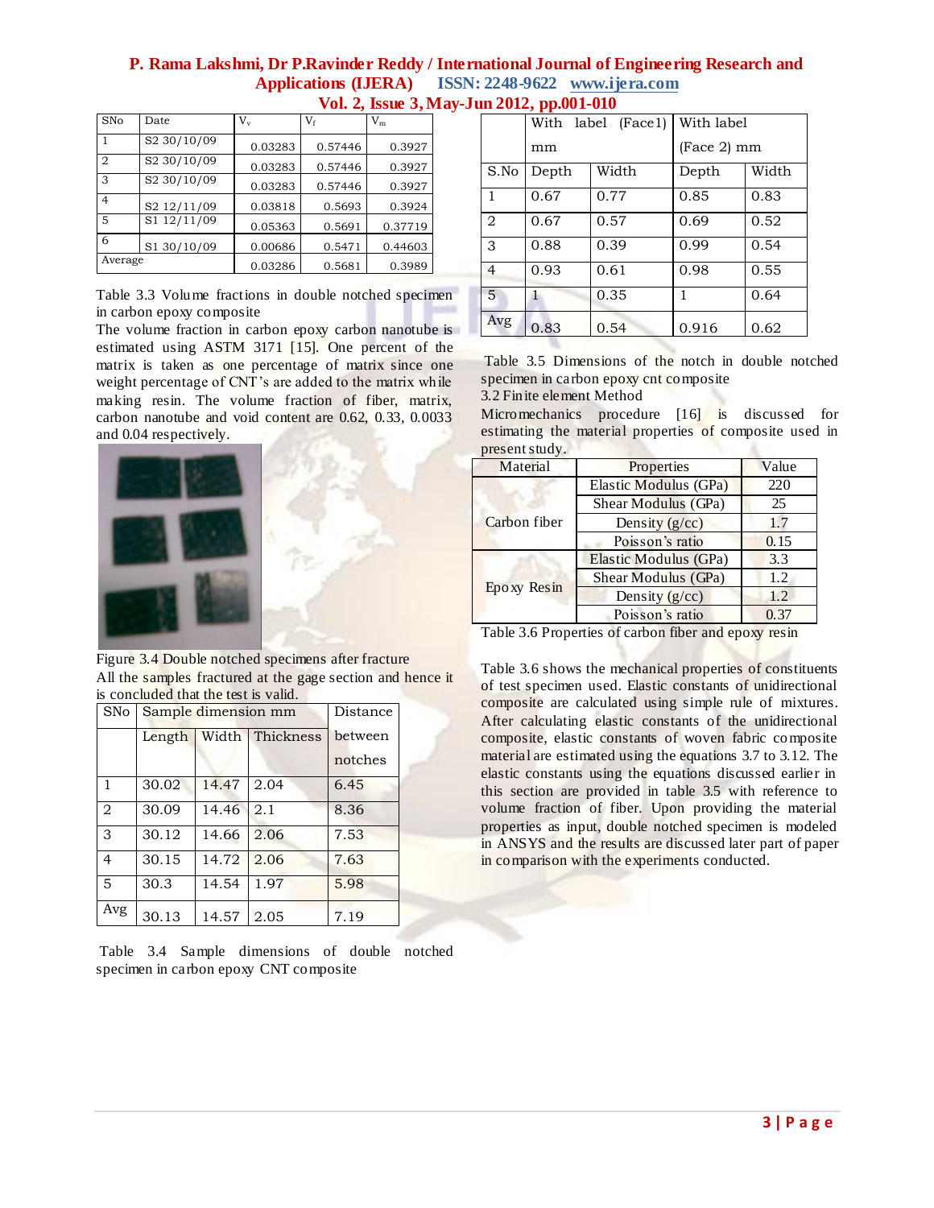| SNo | Date | $V_v$ | $V_f$ | $V_m$ |
|---|---|---|---|---|
| 1 | S2 30/10/09 | 0.03283 | 0.57446 | 0.3927 |
| 2 | S2 30/10/09 | 0.03283 | 0.57446 | 0.3927 |
| 3 | S2 30/10/09 | 0.03283 | 0.57446 | 0.3927 |
| 4 | S2 12/11/09 | 0.03818 | 0.5693 | 0.3924 |
| 5 | S1 12/11/09 | 0.05363 | 0.5691 | 0.37719 |
| 6 | S1 30/10/09 | 0.00686 | 0.5471 | 0.44603 |
| Average | | 0.03286 | 0.5681 | 0.3989 |

Table 3.3 Volume fractions in double notched specimen in carbon epoxy composite

The volume fraction in carbon epoxy carbon nanotube is estimated using ASTM 3171 [15]. One percent of the matrix is taken as one percentage of matrix since one weight percentage of CNT's are added to the matrix while making resin. The volume fraction of fiber, matrix, carbon nanotube and void content are 0.62, 0.33, 0.0033 and 0.04 respectively.

Figure 3.4 Double notched specimens after fracture

All the samples fractured at the gage section and hence it is concluded that the test is valid.

| SNo | Sample dimension mm | | | Distance between notches |
|---|---|---|---|---|
| | Length | Width | Thickness | |
| 1 | 30.02 | 14.47 | 2.04 | 6.45 |
| 2 | 30.09 | 14.46 | 2.1 | 8.36 |
| 3 | 30.12 | 14.66 | 2.06 | 7.53 |
| 4 | 30.15 | 14.72 | 2.06 | 7.63 |
| 5 | 30.3 | 14.54 | 1.97 | 5.98 |
| Avg | 30.13 | 14.57 | 2.05 | 7.19 |

Table 3.4 Sample dimensions of double notched specimen in carbon epoxy CNT composite

| | With label (Face1) mm | | With label (Face 2) mm | |
|---|---|---|---|---|
| S.No | Depth | Width | Depth | Width |
| 1 | 0.67 | 0.77 | 0.85 | 0.83 |
| 2 | 0.67 | 0.57 | 0.69 | 0.52 |
| 3 | 0.88 | 0.39 | 0.99 | 0.54 |
| 4 | 0.93 | 0.61 | 0.98 | 0.55 |
| 5 | 1 | 0.35 | 1 | 0.64 |
| Avg | 0.83 | 0.54 | 0.916 | 0.62 |

Table 3.5 Dimensions of the notch in double notched specimen in carbon epoxy cnt composite

3.2 Finite element Method

Micromechanics procedure [16] is discussed for estimating the material properties of composite used in present study.

| Material | Properties | Value |
|---|---|---|
| Carbon fiber | Elastic Modulus (GPa) | 220 |
| | Shear Modulus (GPa) | 25 |
| | Density (g/cc) | 1.7 |
| | Poisson's ratio | 0.15 |
| Epoxy Resin | Elastic Modulus (GPa) | 3.3 |
| | Shear Modulus (GPa) | 1.2 |
| | Density (g/cc) | 1.2 |
| | Poisson's ratio | 0.37 |

Table 3.6 Properties of carbon fiber and epoxy resin

Table 3.6 shows the mechanical properties of constituents of test specimen used. Elastic constants of unidirectional composite are calculated using simple rule of mixtures. After calculating elastic constants of the unidirectional composite, elastic constants of woven fabric composite material are estimated using the equations 3.7 to 3.12. The elastic constants using the equations discussed earlier in this section are provided in table 3.5 with reference to volume fraction of fiber. Upon providing the material properties as input, double notched specimen is modeled in ANSYS and the results are discussed later part of paper in comparison with the experiments conducted.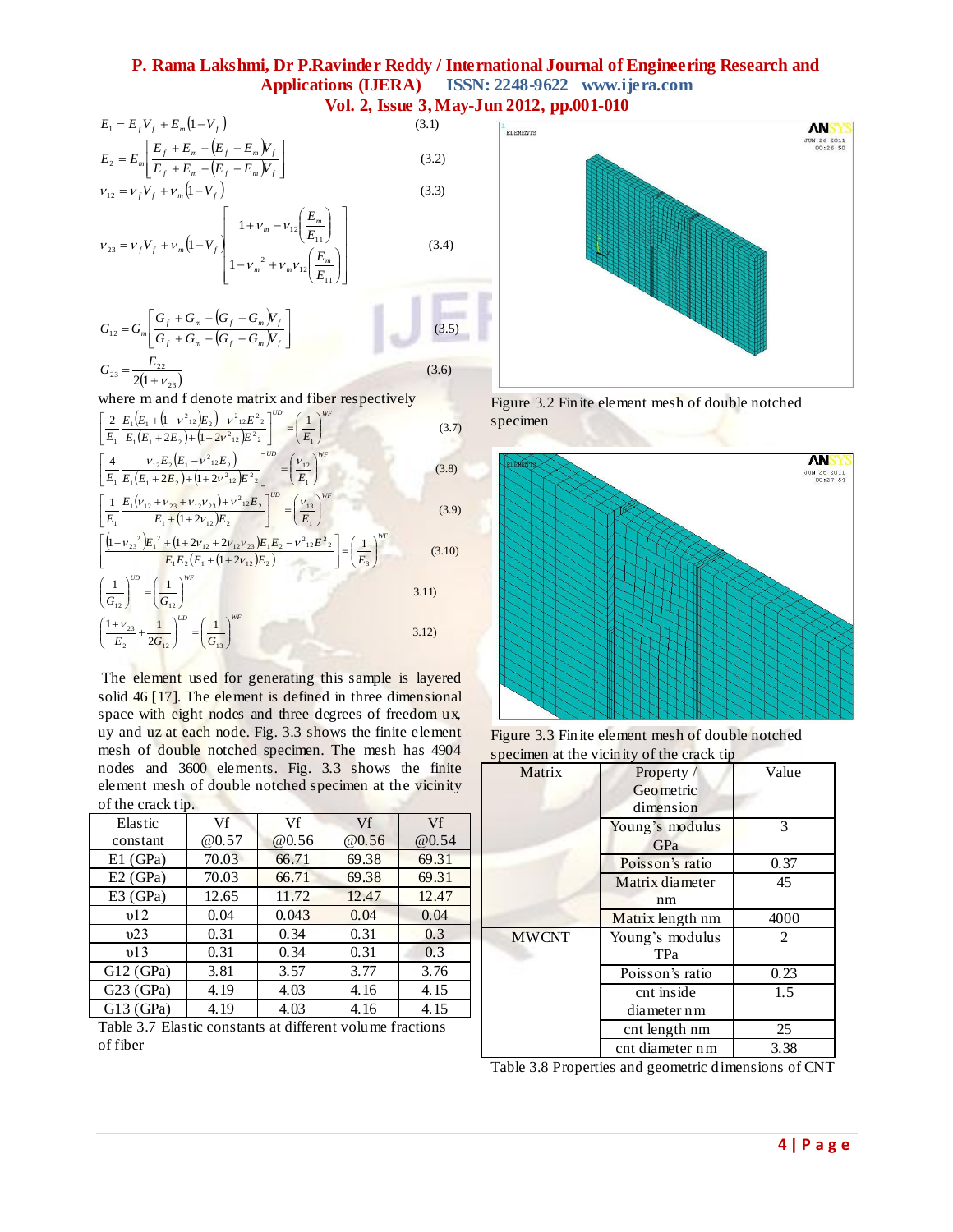$$E_1 = E_f V_f + E_m (1 - V_f) \tag{3.1}$$

$$E_2 = E_m \left[ \frac{E_f + E_m + (E_f - E_m)V_f}{E_f + E_m - (E_f - E_m)V_f} \right] \tag{3.2}$$

$$\nu_{12} = \nu_f V_f + \nu_m (1 - V_f) \tag{3.3}$$

$$\nu_{23} = \nu_f V_f + \nu_m (1 - V_f) \left[ \frac{1 + \nu_m - \nu_{12}\left(\frac{E_m}{E_{11}}\right)}{1 - \nu_m^2 + \nu_m \nu_{12}\left(\frac{E_m}{E_{11}}\right)} \right] \tag{3.4}$$

$$G_{12} = G_m \left[ \frac{G_f + G_m + (G_f - G_m)V_f}{G_f + G_m - (G_f - G_m)V_f} \right] \tag{3.5}$$

$$G_{23} = \frac{E_{22}}{2(1 + \nu_{23})} \tag{3.6}$$

where m and f denote matrix and fiber respectively

$$\left[ \frac{2}{E_1} \frac{E_1(E_1 + (1 - \nu^2_{12})E_2) - \nu^2_{12}E^2_2}{E_1(E_1 + 2E_2) + (1 + 2\nu^2_{12})E^2_2} \right]^{UD} = \left( \frac{1}{E_1} \right)^{WF} \tag{3.7}$$

$$\left[ \frac{4}{E_1} \frac{\nu_{12}E_2(E_1 - \nu^2_{12}E_2)}{E_1(E_1 + 2E_2) + (1 + 2\nu^2_{12})E^2_2} \right]^{UD} = \left( \frac{\nu_{12}}{E_1} \right)^{WF} \tag{3.8}$$

$$\left[ \frac{1}{E_1} \frac{E_1(\nu_{12} + \nu_{23} + \nu_{12}\nu_{23}) + \nu^2_{12}E_2}{E_1 + (1 + 2\nu_{12})E_2} \right]^{UD} = \left( \frac{\nu_{13}}{E_1} \right)^{WF} \tag{3.9}$$

$$\left[ \frac{(1 - \nu_{23}^2)E_1^2 + (1 + 2\nu_{12} + 2\nu_{12}\nu_{23})E_1E_2 - \nu^2_{12}E^2_2}{E_1E_2(E_1 + (1 + 2\nu_{12})E_2)} \right] = \left( \frac{1}{E_3} \right)^{WF} \tag{3.10}$$

$$\left( \frac{1}{G_{12}} \right)^{UD} = \left( \frac{1}{G_{12}} \right)^{WF} \tag{3.11}$$

$$\left( \frac{1 + \nu_{23}}{E_2} + \frac{1}{2G_{12}} \right)^{UD} = \left( \frac{1}{G_{13}} \right)^{WF} \tag{3.12}$$

The element used for generating this sample is layered solid 46 [17]. The element is defined in three dimensional space with eight nodes and three degrees of freedom ux, uy and uz at each node. Fig. 3.3 shows the finite element mesh of double notched specimen. The mesh has 4904 nodes and 3600 elements. Fig. 3.3 shows the finite element mesh of double notched specimen at the vicinity of the crack tip.

| Elastic constant | Vf @0.57 | Vf @0.56 | Vf @0.56 | Vf @0.54 |
|---|---|---|---|---|
| E1 (GPa) | 70.03 | 66.71 | 69.38 | 69.31 |
| E2 (GPa) | 70.03 | 66.71 | 69.38 | 69.31 |
| E3 (GPa) | 12.65 | 11.72 | 12.47 | 12.47 |
| υ12 | 0.04 | 0.043 | 0.04 | 0.04 |
| υ23 | 0.31 | 0.34 | 0.31 | 0.3 |
| υ13 | 0.31 | 0.34 | 0.31 | 0.3 |
| G12 (GPa) | 3.81 | 3.57 | 3.77 | 3.76 |
| G23 (GPa) | 4.19 | 4.03 | 4.16 | 4.15 |
| G13 (GPa) | 4.19 | 4.03 | 4.16 | 4.15 |

Table 3.7 Elastic constants at different volume fractions of fiber

Figure 3.2 Finite element mesh of double notched specimen

Figure 3.3 Finite element mesh of double notched specimen at the vicinity of the crack tip

| Matrix | Property / Geometric dimension | Value |
|---|---|---|
| | Young's modulus GPa | 3 |
| | Poisson's ratio | 0.37 |
| | Matrix diameter nm | 45 |
| | Matrix length nm | 4000 |
| MWCNT | Young's modulus TPa | 2 |
| | Poisson's ratio | 0.23 |
| | cnt inside diameter nm | 1.5 |
| | cnt length nm | 25 |
| | cnt diameter nm | 3.38 |

Table 3.8 Properties and geometric dimensions of CNT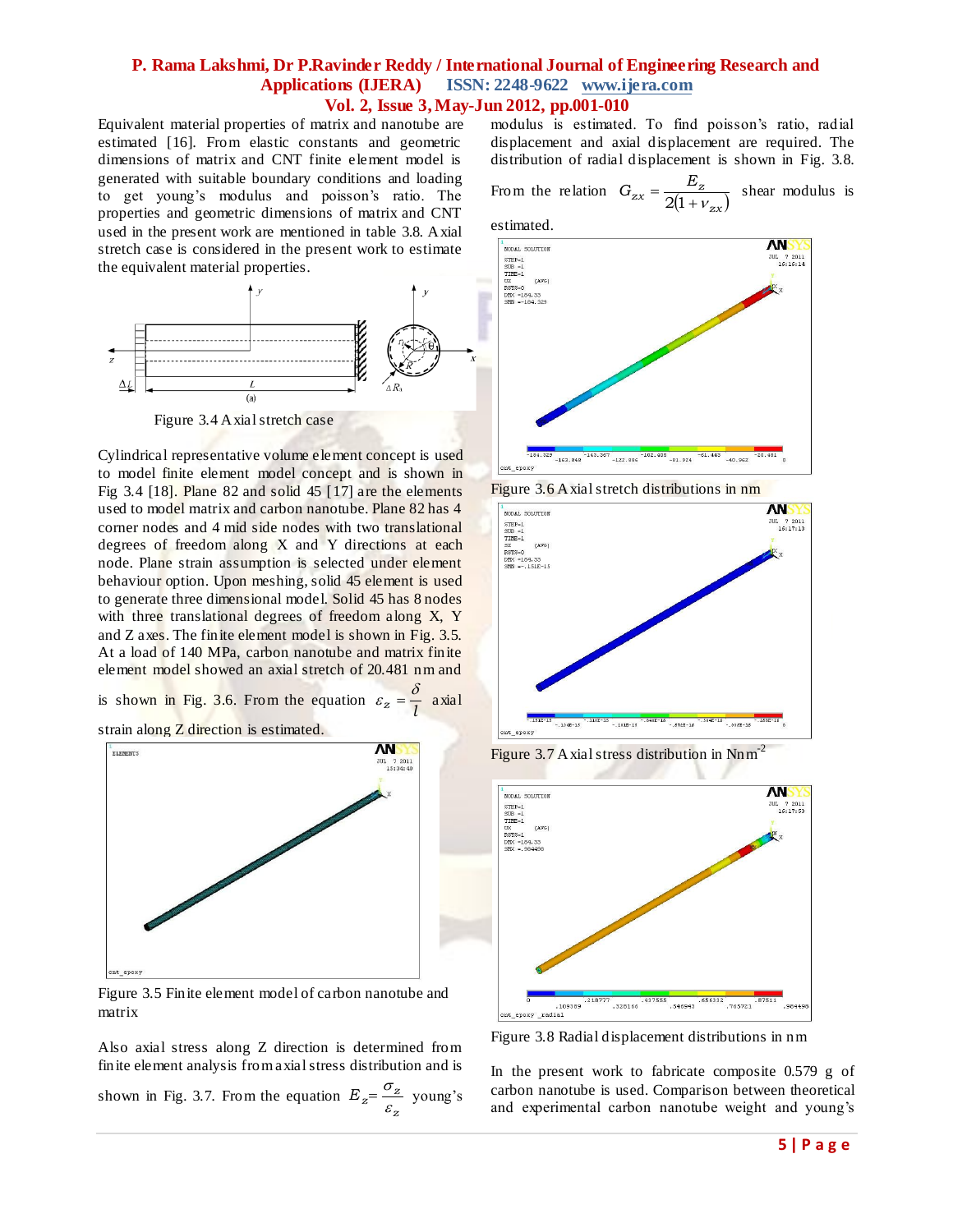Equivalent material properties of matrix and nanotube are estimated [16]. From elastic constants and geometric dimensions of matrix and CNT finite element model is generated with suitable boundary conditions and loading to get young's modulus and poisson's ratio. The properties and geometric dimensions of matrix and CNT used in the present work are mentioned in table 3.8. Axial stretch case is considered in the present work to estimate the equivalent material properties.

Figure 3.4 Axial stretch case

Cylindrical representative volume element concept is used to model finite element model concept and is shown in Fig 3.4 [18]. Plane 82 and solid 45 [17] are the elements used to model matrix and carbon nanotube. Plane 82 has 4 corner nodes and 4 mid side nodes with two translational degrees of freedom along X and Y directions at each node. Plane strain assumption is selected under element behaviour option. Upon meshing, solid 45 element is used to generate three dimensional model. Solid 45 has 8 nodes with three translational degrees of freedom along X, Y and Z axes. The finite element model is shown in Fig. 3.5. At a load of 140 MPa, carbon nanotube and matrix finite element model showed an axial stretch of 20.481 nm and is shown in Fig. 3.6. From the equation $\varepsilon_z = \frac{\delta}{l}$ axial strain along Z direction is estimated.

Figure 3.5 Finite element model of carbon nanotube and matrix

Also axial stress along Z direction is determined from finite element analysis from axial stress distribution and is shown in Fig. 3.7. From the equation $E_z = \frac{\sigma_z}{\varepsilon_z}$ young's modulus is estimated. To find poisson's ratio, radial displacement and axial displacement are required. The distribution of radial displacement is shown in Fig. 3.8.

From the relation $G_{zx} = \frac{E_z}{2(1+\nu_{zx})}$ shear modulus is estimated.

Figure 3.6 Axial stretch distributions in nm

Figure 3.7 Axial stress distribution in Nnm$^{-2}$

Figure 3.8 Radial displacement distributions in nm

In the present work to fabricate composite 0.579 g of carbon nanotube is used. Comparison between theoretical and experimental carbon nanotube weight and young's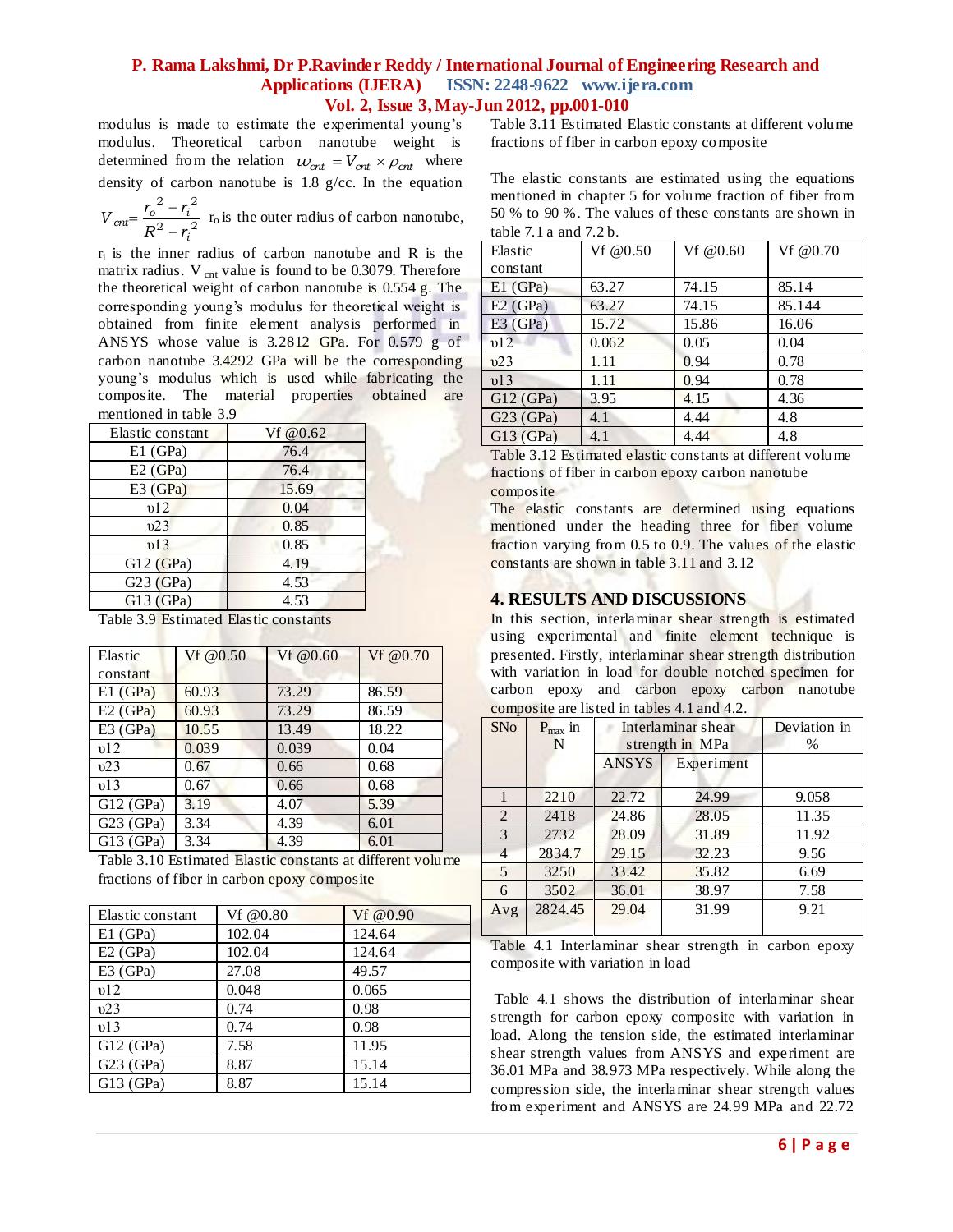modulus is made to estimate the experimental young's modulus. Theoretical carbon nanotube weight is determined from the relation $w_{cnt} = V_{cnt} \times \rho_{cnt}$ where density of carbon nanotube is 1.8 g/cc. In the equation $V_{cnt} = \frac{r_o^2 - r_i^2}{R^2 - r_i^2}$ $r_o$ is the outer radius of carbon nanotube, $r_i$ is the inner radius of carbon nanotube and R is the matrix radius. $V_{cnt}$ value is found to be 0.3079. Therefore the theoretical weight of carbon nanotube is 0.554 g. The corresponding young's modulus for theoretical weight is obtained from finite element analysis performed in ANSYS whose value is 3.2812 GPa. For 0.579 g of carbon nanotube 3.4292 GPa will be the corresponding young's modulus which is used while fabricating the composite. The material properties obtained are mentioned in table 3.9

| Elastic constant | Vf @0.62 |
|---|---|
| E1 (GPa) | 76.4 |
| E2 (GPa) | 76.4 |
| E3 (GPa) | 15.69 |
| υ12 | 0.04 |
| υ23 | 0.85 |
| υ13 | 0.85 |
| G12 (GPa) | 4.19 |
| G23 (GPa) | 4.53 |
| G13 (GPa) | 4.53 |

Table 3.9 Estimated Elastic constants

| Elastic constant | Vf @0.50 | Vf @0.60 | Vf @0.70 |
|---|---|---|---|
| E1 (GPa) | 60.93 | 73.29 | 86.59 |
| E2 (GPa) | 60.93 | 73.29 | 86.59 |
| E3 (GPa) | 10.55 | 13.49 | 18.22 |
| υ12 | 0.039 | 0.039 | 0.04 |
| υ23 | 0.67 | 0.66 | 0.68 |
| υ13 | 0.67 | 0.66 | 0.68 |
| G12 (GPa) | 3.19 | 4.07 | 5.39 |
| G23 (GPa) | 3.34 | 4.39 | 6.01 |
| G13 (GPa) | 3.34 | 4.39 | 6.01 |

Table 3.10 Estimated Elastic constants at different volume fractions of fiber in carbon epoxy composite

| Elastic constant | Vf @0.80 | Vf @0.90 |
|---|---|---|
| E1 (GPa) | 102.04 | 124.64 |
| E2 (GPa) | 102.04 | 124.64 |
| E3 (GPa) | 27.08 | 49.57 |
| υ12 | 0.048 | 0.065 |
| υ23 | 0.74 | 0.98 |
| υ13 | 0.74 | 0.98 |
| G12 (GPa) | 7.58 | 11.95 |
| G23 (GPa) | 8.87 | 15.14 |
| G13 (GPa) | 8.87 | 15.14 |

Table 3.11 Estimated Elastic constants at different volume fractions of fiber in carbon epoxy composite

The elastic constants are estimated using the equations mentioned in chapter 5 for volume fraction of fiber from 50 % to 90 %. The values of these constants are shown in table 7.1 a and 7.2 b.

| Elastic constant | Vf @0.50 | Vf @0.60 | Vf @0.70 |
|---|---|---|---|
| E1 (GPa) | 63.27 | 74.15 | 85.14 |
| E2 (GPa) | 63.27 | 74.15 | 85.144 |
| E3 (GPa) | 15.72 | 15.86 | 16.06 |
| υ12 | 0.062 | 0.05 | 0.04 |
| υ23 | 1.11 | 0.94 | 0.78 |
| υ13 | 1.11 | 0.94 | 0.78 |
| G12 (GPa) | 3.95 | 4.15 | 4.36 |
| G23 (GPa) | 4.1 | 4.44 | 4.8 |
| G13 (GPa) | 4.1 | 4.44 | 4.8 |

Table 3.12 Estimated elastic constants at different volume fractions of fiber in carbon epoxy carbon nanotube composite

The elastic constants are determined using equations mentioned under the heading three for fiber volume fraction varying from 0.5 to 0.9. The values of the elastic constants are shown in table 3.11 and 3.12

## 4. RESULTS AND DISCUSSIONS

In this section, interlaminar shear strength is estimated using experimental and finite element technique is presented. Firstly, interlaminar shear strength distribution with variation in load for double notched specimen for carbon epoxy and carbon epoxy carbon nanotube composite are listed in tables 4.1 and 4.2.

| SNo | $P_{max}$ in N | Interlaminar shear strength in MPa | | Deviation in % |
|---|---|---|---|---|
| | | ANSYS | Experiment | |
| 1 | 2210 | 22.72 | 24.99 | 9.058 |
| 2 | 2418 | 24.86 | 28.05 | 11.35 |
| 3 | 2732 | 28.09 | 31.89 | 11.92 |
| 4 | 2834.7 | 29.15 | 32.23 | 9.56 |
| 5 | 3250 | 33.42 | 35.82 | 6.69 |
| 6 | 3502 | 36.01 | 38.97 | 7.58 |
| Avg | 2824.45 | 29.04 | 31.99 | 9.21 |

Table 4.1 Interlaminar shear strength in carbon epoxy composite with variation in load

Table 4.1 shows the distribution of interlaminar shear strength for carbon epoxy composite with variation in load. Along the tension side, the estimated interlaminar shear strength values from ANSYS and experiment are 36.01 MPa and 38.973 MPa respectively. While along the compression side, the interlaminar shear strength values from experiment and ANSYS are 24.99 MPa and 22.72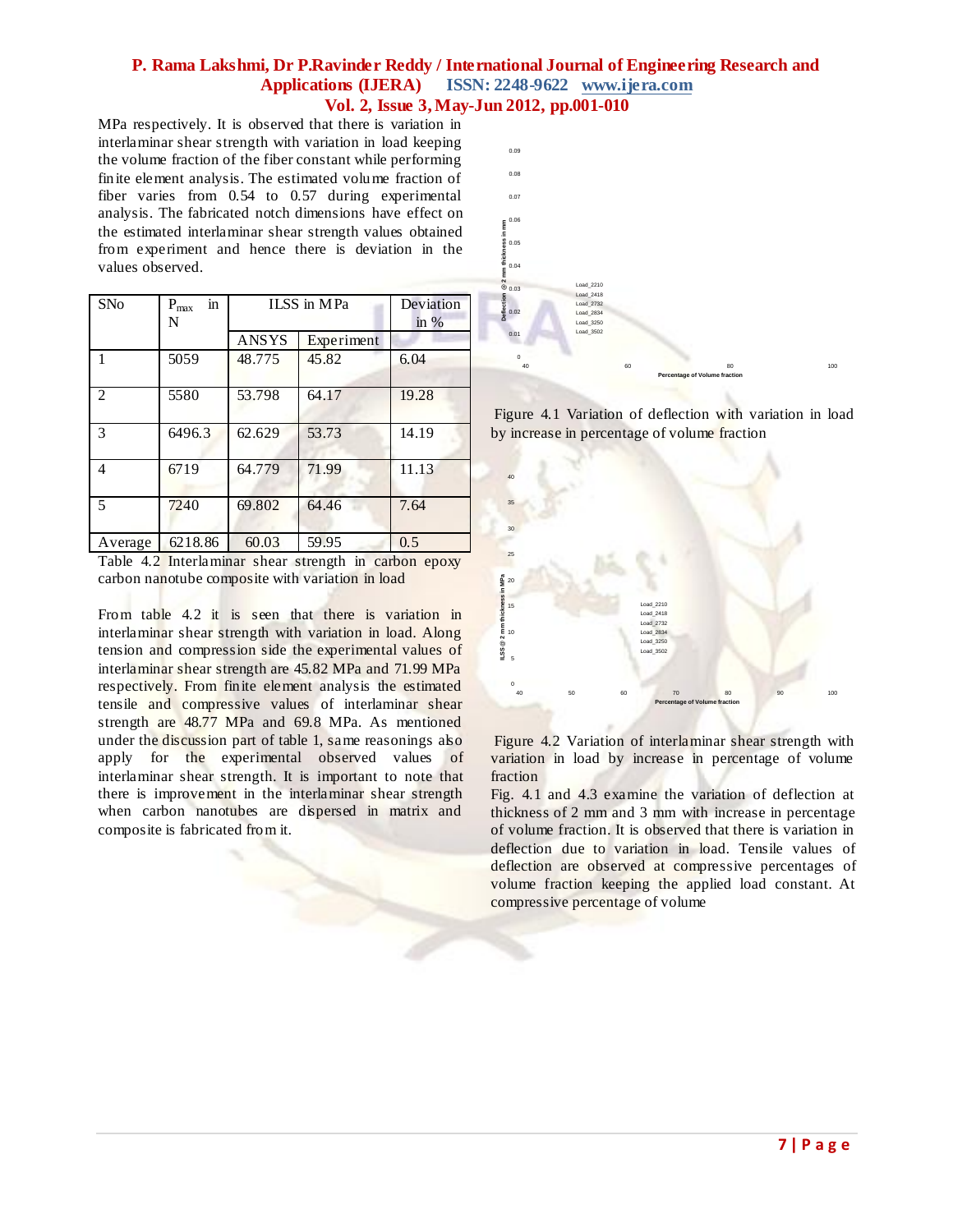MPa respectively. It is observed that there is variation in interlaminar shear strength with variation in load keeping the volume fraction of the fiber constant while performing finite element analysis. The estimated volume fraction of fiber varies from 0.54 to 0.57 during experimental analysis. The fabricated notch dimensions have effect on the estimated interlaminar shear strength values obtained from experiment and hence there is deviation in the values observed.

| SNo | $P_{max}$ in N | ILSS in MPa | | Deviation in % |
|---|---|---|---|---|
| | | ANSYS | Experiment | |
| 1 | 5059 | 48.775 | 45.82 | 6.04 |
| 2 | 5580 | 53.798 | 64.17 | 19.28 |
| 3 | 6496.3 | 62.629 | 53.73 | 14.19 |
| 4 | 6719 | 64.779 | 71.99 | 11.13 |
| 5 | 7240 | 69.802 | 64.46 | 7.64 |
| Average | 6218.86 | 60.03 | 59.95 | 0.5 |

Table 4.2 Interlaminar shear strength in carbon epoxy carbon nanotube composite with variation in load

From table 4.2 it is seen that there is variation in interlaminar shear strength with variation in load. Along tension and compression side the experimental values of interlaminar shear strength are 45.82 MPa and 71.99 MPa respectively. From finite element analysis the estimated tensile and compressive values of interlaminar shear strength are 48.77 MPa and 69.8 MPa. As mentioned under the discussion part of table 1, same reasonings also apply for the experimental observed values of interlaminar shear strength. It is important to note that there is improvement in the interlaminar shear strength when carbon nanotubes are dispersed in matrix and composite is fabricated from it.

Figure 4.1 Variation of deflection with variation in load by increase in percentage of volume fraction

Figure 4.2 Variation of interlaminar shear strength with variation in load by increase in percentage of volume fraction

Fig. 4.1 and 4.3 examine the variation of deflection at thickness of 2 mm and 3 mm with increase in percentage of volume fraction. It is observed that there is variation in deflection due to variation in load. Tensile values of deflection are observed at compressive percentages of volume fraction keeping the applied load constant. At compressive percentage of volume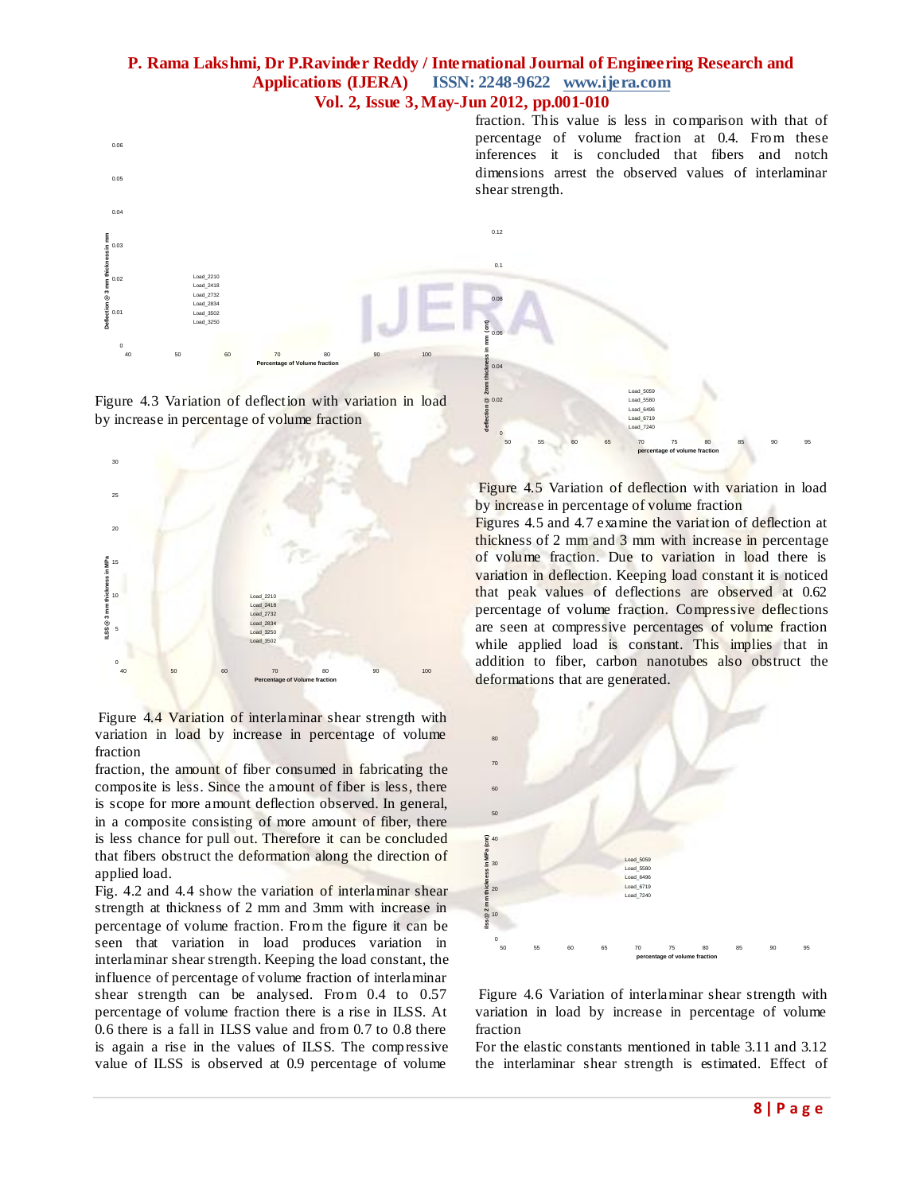Figure 4.3 Variation of deflection with variation in load by increase in percentage of volume fraction

Figure 4.4 Variation of interlaminar shear strength with variation in load by increase in percentage of volume fraction

fraction, the amount of fiber consumed in fabricating the composite is less. Since the amount of fiber is less, there is scope for more amount deflection observed. In general, in a composite consisting of more amount of fiber, there is less chance for pull out. Therefore it can be concluded that fibers obstruct the deformation along the direction of applied load.

Fig. 4.2 and 4.4 show the variation of interlaminar shear strength at thickness of 2 mm and 3mm with increase in percentage of volume fraction. From the figure it can be seen that variation in load produces variation in interlaminar shear strength. Keeping the load constant, the influence of percentage of volume fraction of interlaminar shear strength can be analysed. From 0.4 to 0.57 percentage of volume fraction there is a rise in ILSS. At 0.6 there is a fall in ILSS value and from 0.7 to 0.8 there is again a rise in the values of ILSS. The compressive value of ILSS is observed at 0.9 percentage of volume fraction. This value is less in comparison with that of percentage of volume fraction at 0.4. From these inferences it is concluded that fibers and notch dimensions arrest the observed values of interlaminar shear strength.

Figure 4.5 Variation of deflection with variation in load by increase in percentage of volume fraction

Figures 4.5 and 4.7 examine the variation of deflection at thickness of 2 mm and 3 mm with increase in percentage of volume fraction. Due to variation in load there is variation in deflection. Keeping load constant it is noticed that peak values of deflections are observed at 0.62 percentage of volume fraction. Compressive deflections are seen at compressive percentages of volume fraction while applied load is constant. This implies that in addition to fiber, carbon nanotubes also obstruct the deformations that are generated.

Figure 4.6 Variation of interlaminar shear strength with variation in load by increase in percentage of volume fraction

For the elastic constants mentioned in table 3.11 and 3.12 the interlaminar shear strength is estimated. Effect of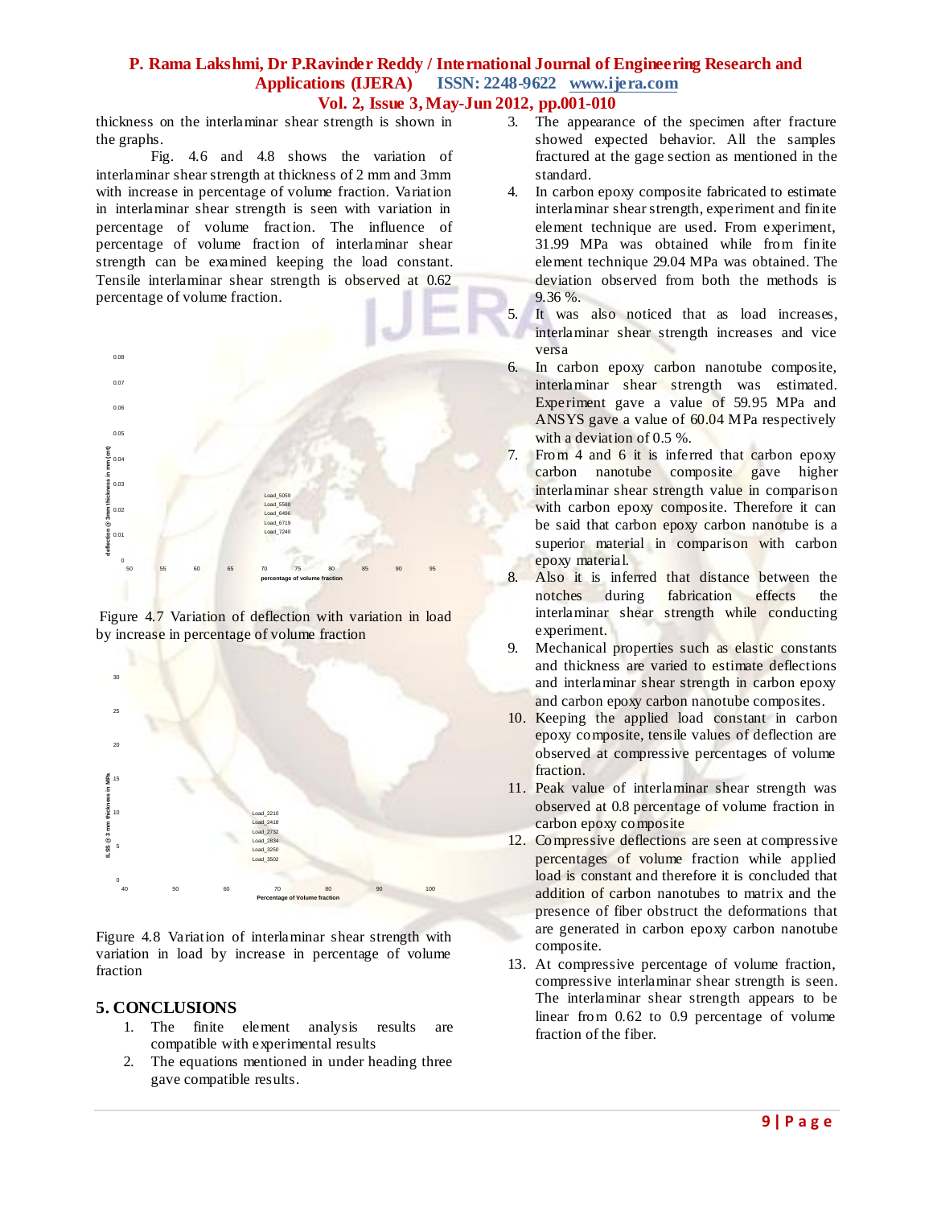thickness on the interlaminar shear strength is shown in the graphs.

Fig. 4.6 and 4.8 shows the variation of interlaminar shear strength at thickness of 2 mm and 3mm with increase in percentage of volume fraction. Variation in interlaminar shear strength is seen with variation in percentage of volume fraction. The influence of percentage of volume fraction of interlaminar shear strength can be examined keeping the load constant. Tensile interlaminar shear strength is observed at 0.62 percentage of volume fraction.

Figure 4.7 Variation of deflection with variation in load by increase in percentage of volume fraction

Figure 4.8 Variation of interlaminar shear strength with variation in load by increase in percentage of volume fraction

## 5. CONCLUSIONS

1. The finite element analysis results are compatible with experimental results
2. The equations mentioned in under heading three gave compatible results.
3. The appearance of the specimen after fracture showed expected behavior. All the samples fractured at the gage section as mentioned in the standard.
4. In carbon epoxy composite fabricated to estimate interlaminar shear strength, experiment and finite element technique are used. From experiment, 31.99 MPa was obtained while from finite element technique 29.04 MPa was obtained. The deviation observed from both the methods is 9.36 %.
5. It was also noticed that as load increases, interlaminar shear strength increases and vice versa
6. In carbon epoxy carbon nanotube composite, interlaminar shear strength was estimated. Experiment gave a value of 59.95 MPa and ANSYS gave a value of 60.04 MPa respectively with a deviation of 0.5 %.
7. From 4 and 6 it is inferred that carbon epoxy carbon nanotube composite gave higher interlaminar shear strength value in comparison with carbon epoxy composite. Therefore it can be said that carbon epoxy carbon nanotube is a superior material in comparison with carbon epoxy material.
8. Also it is inferred that distance between the notches during fabrication effects the interlaminar shear strength while conducting experiment.
9. Mechanical properties such as elastic constants and thickness are varied to estimate deflections and interlaminar shear strength in carbon epoxy and carbon epoxy carbon nanotube composites.
10. Keeping the applied load constant in carbon epoxy composite, tensile values of deflection are observed at compressive percentages of volume fraction.
11. Peak value of interlaminar shear strength was observed at 0.8 percentage of volume fraction in carbon epoxy composite
12. Compressive deflections are seen at compressive percentages of volume fraction while applied load is constant and therefore it is concluded that addition of carbon nanotubes to matrix and the presence of fiber obstruct the deformations that are generated in carbon epoxy carbon nanotube composite.
13. At compressive percentage of volume fraction, compressive interlaminar shear strength is seen. The interlaminar shear strength appears to be linear from 0.62 to 0.9 percentage of volume fraction of the fiber.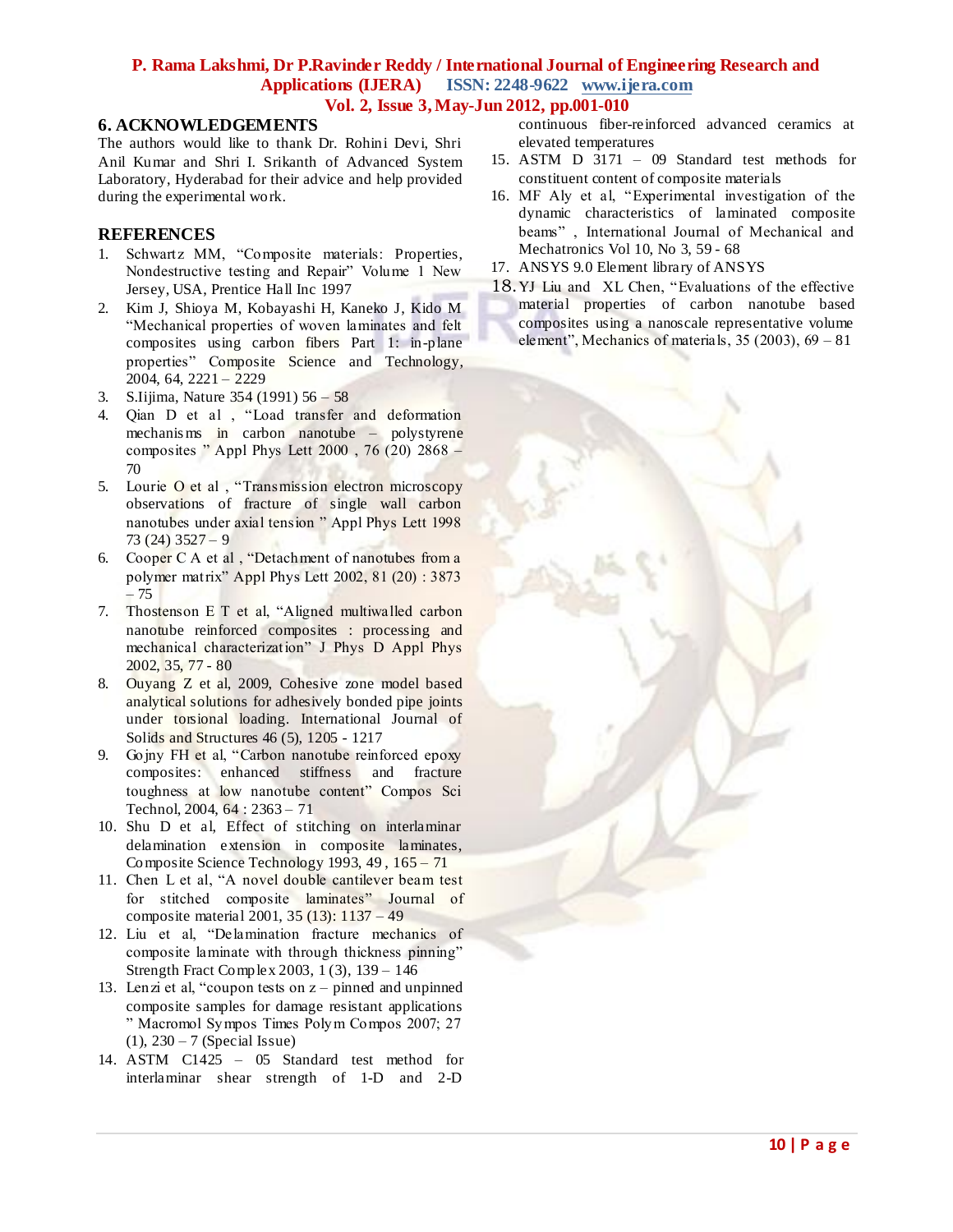## 6. ACKNOWLEDGEMENTS

The authors would like to thank Dr. Rohini Devi, Shri Anil Kumar and Shri I. Srikanth of Advanced System Laboratory, Hyderabad for their advice and help provided during the experimental work.

## REFERENCES

1. Schwartz MM, "Composite materials: Properties, Nondestructive testing and Repair" Volume 1 New Jersey, USA, Prentice Hall Inc 1997
2. Kim J, Shioya M, Kobayashi H, Kaneko J, Kido M "Mechanical properties of woven laminates and felt composites using carbon fibers Part 1: in-plane properties" Composite Science and Technology, 2004, 64, 2221 – 2229
3. S.Iijima, Nature 354 (1991) 56 – 58
4. Qian D et al , "Load transfer and deformation mechanisms in carbon nanotube – polystyrene composites " Appl Phys Lett 2000 , 76 (20) 2868 – 70
5. Lourie O et al , "Transmission electron microscopy observations of fracture of single wall carbon nanotubes under axial tension " Appl Phys Lett 1998 73 (24) 3527 – 9
6. Cooper C A et al , "Detachment of nanotubes from a polymer matrix" Appl Phys Lett 2002, 81 (20) : 3873 – 75
7. Thostenson E T et al, "Aligned multiwalled carbon nanotube reinforced composites : processing and mechanical characterization" J Phys D Appl Phys 2002, 35, 77 - 80
8. Ouyang Z et al, 2009, Cohesive zone model based analytical solutions for adhesively bonded pipe joints under torsional loading. International Journal of Solids and Structures 46 (5), 1205 - 1217
9. Gojny FH et al, "Carbon nanotube reinforced epoxy composites: enhanced stiffness and fracture toughness at low nanotube content" Compos Sci Technol, 2004, 64 : 2363 – 71
10. Shu D et al, Effect of stitching on interlaminar delamination extension in composite laminates, Composite Science Technology 1993, 49 , 165 – 71
11. Chen L et al, "A novel double cantilever beam test for stitched composite laminates" Journal of composite material 2001, 35 (13): 1137 – 49
12. Liu et al, "Delamination fracture mechanics of composite laminate with through thickness pinning" Strength Fract Complex 2003, 1 (3), 139 – 146
13. Lenzi et al, "coupon tests on z – pinned and unpinned composite samples for damage resistant applications " Macromol Sympos Times Polym Compos 2007; 27 (1), 230 – 7 (Special Issue)
14. ASTM C1425 – 05 Standard test method for interlaminar shear strength of 1-D and 2-D continuous fiber-reinforced advanced ceramics at elevated temperatures
15. ASTM D 3171 – 09 Standard test methods for constituent content of composite materials
16. MF Aly et al, "Experimental investigation of the dynamic characteristics of laminated composite beams" , International Journal of Mechanical and Mechatronics Vol 10, No 3, 59 - 68
17. ANSYS 9.0 Element library of ANSYS
18. YJ Liu and XL Chen, "Evaluations of the effective material properties of carbon nanotube based composites using a nanoscale representative volume element", Mechanics of materials, 35 (2003), 69 – 81